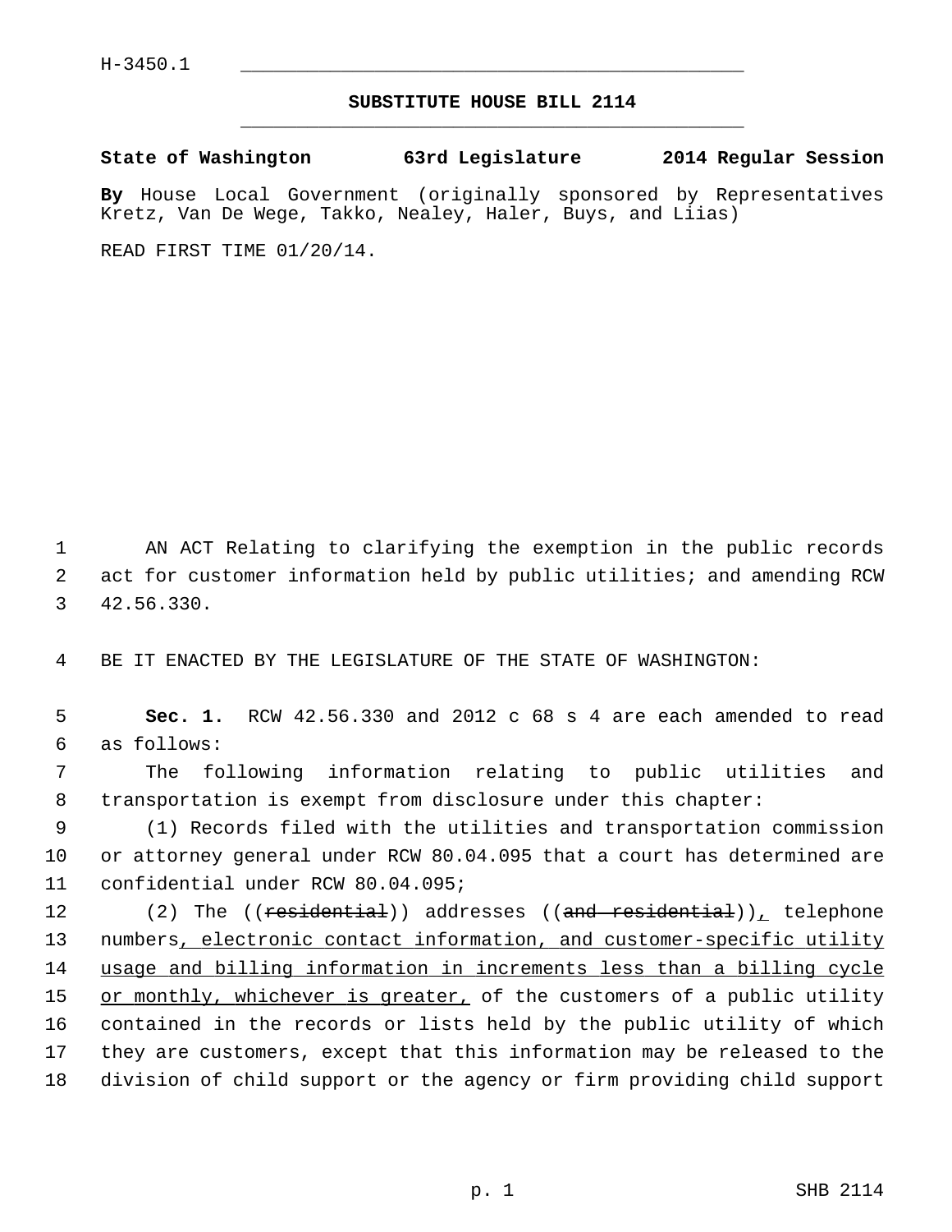H-3450.1

**SUBSTITUTE HOUSE BILL 2114**

**State of Washington 63rd Legislature 2014 Regular Session**

**By** House Local Government (originally sponsored by Representatives Kretz, Van De Wege, Takko, Nealey, Haler, Buys, and Liias)

READ FIRST TIME 01/20/14.

AN ACT Relating to clarifying the exemption in the public records act for customer information held by public utilities; and amending RCW 42.56.330.

BE IT ENACTED BY THE LEGISLATURE OF THE STATE OF WASHINGTON:

**Sec. 1.** RCW 42.56.330 and 2012 c 68 s 4 are each amended to read as follows:

The following information relating to public utilities and transportation is exempt from disclosure under this chapter:

(1) Records filed with the utilities and transportation commission or attorney general under RCW 80.04.095 that a court has determined are confidential under RCW 80.04.095;

(2) The ((~~residential~~)) addresses ((~~and residential~~))<u>,</u> telephone numbers<u>, electronic contact information, and customer-specific utility usage and billing information in increments less than a billing cycle or monthly, whichever is greater,</u> of the customers of a public utility contained in the records or lists held by the public utility of which they are customers, except that this information may be released to the division of child support or the agency or firm providing child support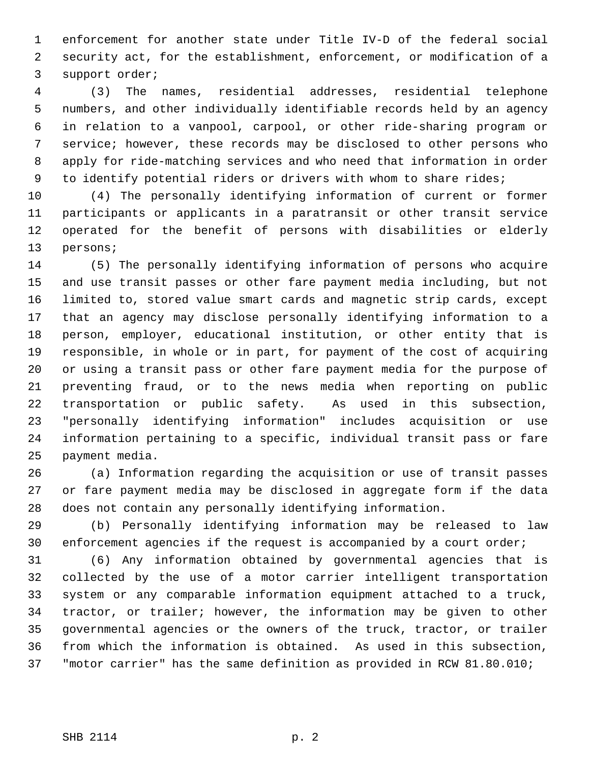enforcement for another state under Title IV-D of the federal social security act, for the establishment, enforcement, or modification of a support order;

(3) The names, residential addresses, residential telephone numbers, and other individually identifiable records held by an agency in relation to a vanpool, carpool, or other ride-sharing program or service; however, these records may be disclosed to other persons who apply for ride-matching services and who need that information in order to identify potential riders or drivers with whom to share rides;

(4) The personally identifying information of current or former participants or applicants in a paratransit or other transit service operated for the benefit of persons with disabilities or elderly persons;

(5) The personally identifying information of persons who acquire and use transit passes or other fare payment media including, but not limited to, stored value smart cards and magnetic strip cards, except that an agency may disclose personally identifying information to a person, employer, educational institution, or other entity that is responsible, in whole or in part, for payment of the cost of acquiring or using a transit pass or other fare payment media for the purpose of preventing fraud, or to the news media when reporting on public transportation or public safety. As used in this subsection, "personally identifying information" includes acquisition or use information pertaining to a specific, individual transit pass or fare payment media.

(a) Information regarding the acquisition or use of transit passes or fare payment media may be disclosed in aggregate form if the data does not contain any personally identifying information.

(b) Personally identifying information may be released to law enforcement agencies if the request is accompanied by a court order;

(6) Any information obtained by governmental agencies that is collected by the use of a motor carrier intelligent transportation system or any comparable information equipment attached to a truck, tractor, or trailer; however, the information may be given to other governmental agencies or the owners of the truck, tractor, or trailer from which the information is obtained. As used in this subsection, "motor carrier" has the same definition as provided in RCW 81.80.010;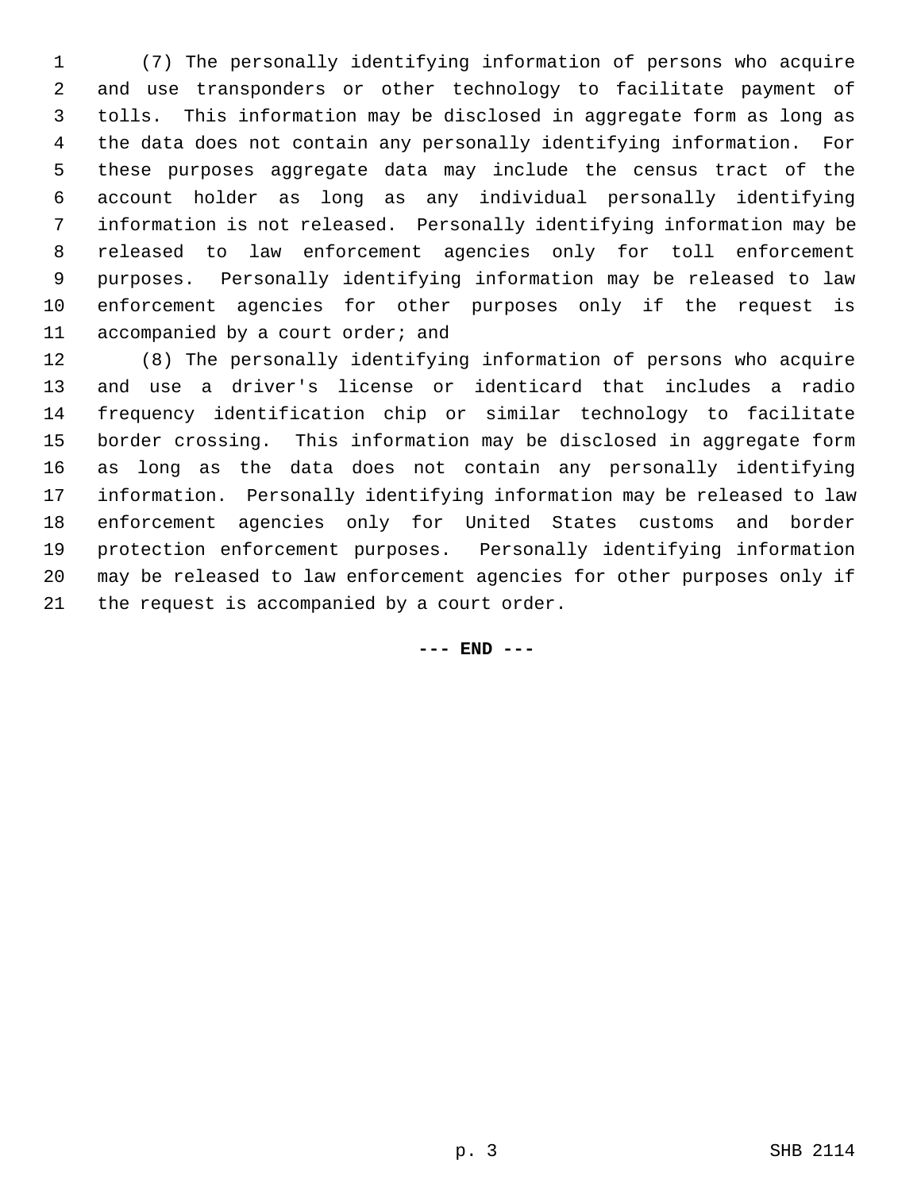(7) The personally identifying information of persons who acquire and use transponders or other technology to facilitate payment of tolls. This information may be disclosed in aggregate form as long as the data does not contain any personally identifying information. For these purposes aggregate data may include the census tract of the account holder as long as any individual personally identifying information is not released. Personally identifying information may be released to law enforcement agencies only for toll enforcement purposes. Personally identifying information may be released to law enforcement agencies for other purposes only if the request is accompanied by a court order; and

(8) The personally identifying information of persons who acquire and use a driver's license or identicard that includes a radio frequency identification chip or similar technology to facilitate border crossing. This information may be disclosed in aggregate form as long as the data does not contain any personally identifying information. Personally identifying information may be released to law enforcement agencies only for United States customs and border protection enforcement purposes. Personally identifying information may be released to law enforcement agencies for other purposes only if the request is accompanied by a court order.

**--- END ---**